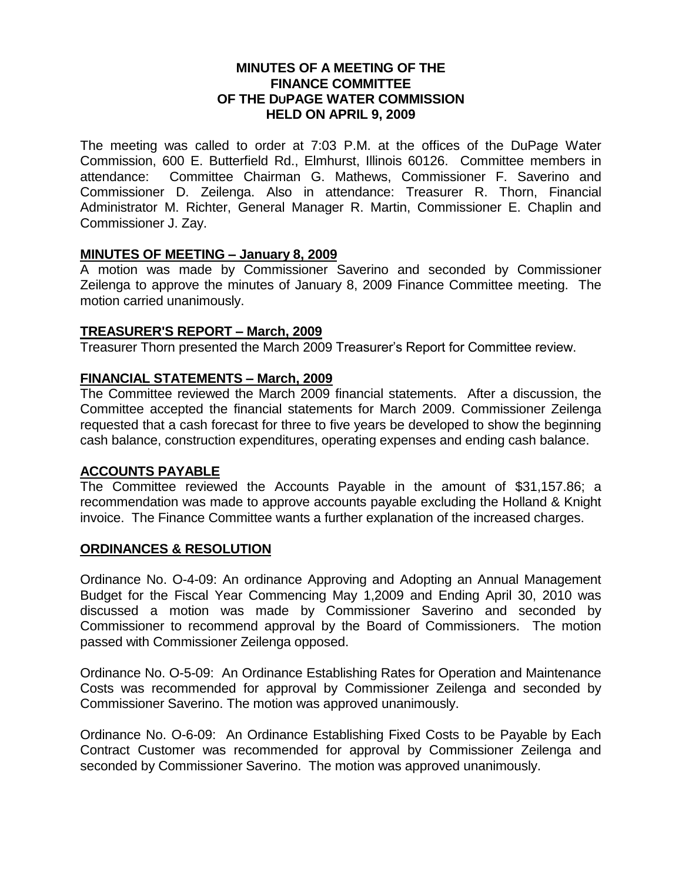**MINUTES OF A MEETING OF THE FINANCE COMMITTEE OF THE DuPAGE WATER COMMISSION HELD ON APRIL 9, 2009**

The meeting was called to order at 7:03 P.M. at the offices of the DuPage Water Commission, 600 E. Butterfield Rd., Elmhurst, Illinois 60126. Committee members in attendance: Committee Chairman G. Mathews, Commissioner F. Saverino and Commissioner D. Zeilenga. Also in attendance: Treasurer R. Thorn, Financial Administrator M. Richter, General Manager R. Martin, Commissioner E. Chaplin and Commissioner J. Zay.

**MINUTES OF MEETING – January 8, 2009**

A motion was made by Commissioner Saverino and seconded by Commissioner Zeilenga to approve the minutes of January 8, 2009 Finance Committee meeting. The motion carried unanimously.

**TREASURER'S REPORT – March, 2009**

Treasurer Thorn presented the March 2009 Treasurer's Report for Committee review.

**FINANCIAL STATEMENTS – March, 2009**

The Committee reviewed the March 2009 financial statements. After a discussion, the Committee accepted the financial statements for March 2009. Commissioner Zeilenga requested that a cash forecast for three to five years be developed to show the beginning cash balance, construction expenditures, operating expenses and ending cash balance.

**ACCOUNTS PAYABLE**

The Committee reviewed the Accounts Payable in the amount of $31,157.86; a recommendation was made to approve accounts payable excluding the Holland & Knight invoice. The Finance Committee wants a further explanation of the increased charges.

**ORDINANCES & RESOLUTION**

Ordinance No. O-4-09: An ordinance Approving and Adopting an Annual Management Budget for the Fiscal Year Commencing May 1,2009 and Ending April 30, 2010 was discussed a motion was made by Commissioner Saverino and seconded by Commissioner to recommend approval by the Board of Commissioners. The motion passed with Commissioner Zeilenga opposed.

Ordinance No. O-5-09: An Ordinance Establishing Rates for Operation and Maintenance Costs was recommended for approval by Commissioner Zeilenga and seconded by Commissioner Saverino. The motion was approved unanimously.

Ordinance No. O-6-09: An Ordinance Establishing Fixed Costs to be Payable by Each Contract Customer was recommended for approval by Commissioner Zeilenga and seconded by Commissioner Saverino. The motion was approved unanimously.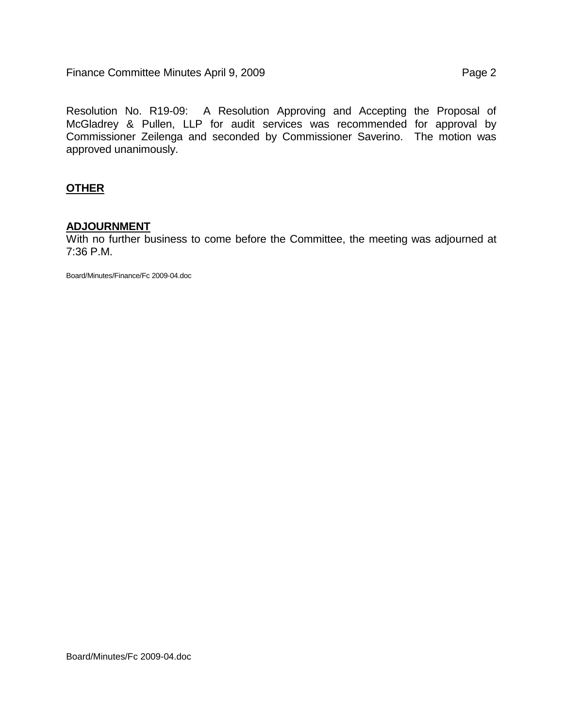Resolution No. R19-09: A Resolution Approving and Accepting the Proposal of McGladrey & Pullen, LLP for audit services was recommended for approval by Commissioner Zeilenga and seconded by Commissioner Saverino. The motion was approved unanimously.

## OTHER

## ADJOURNMENT

With no further business to come before the Committee, the meeting was adjourned at 7:36 P.M.

Board/Minutes/Finance/Fc 2009-04.doc